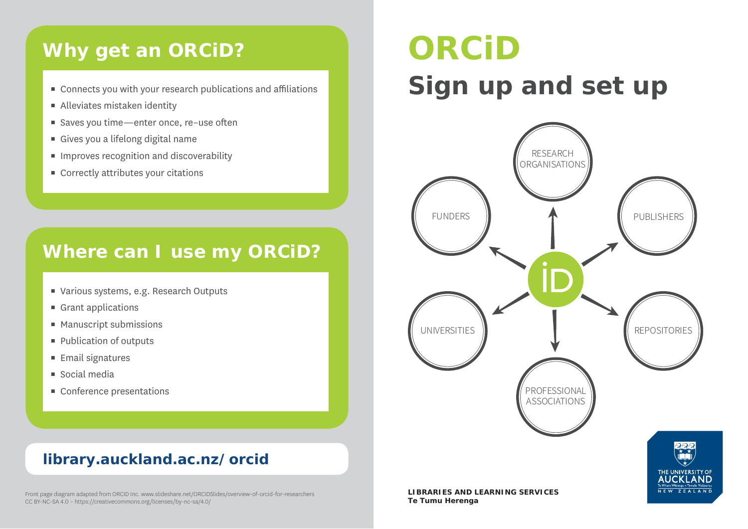## Why get an ORCiD?

- Connects you with your research publications and affiliations
- Alleviates mistaken identity
- Saves you time—enter once, re-use often
- Gives you a lifelong digital name
- Improves recognition and discoverability
- Correctly attributes your citations

## Where can I use my ORCiD?

- Various systems, e.g. Research Outputs
- Grant applications
- Manuscript submissions
- Publication of outputs
- Email signatures
- Social media
- Conference presentations

**library.auckland.ac.nz/ orcid**

Front page diagram adapted from ORCID Inc. www.slideshare.net/ORCIDSlides/overview-of-orcid-for-researchers
CC BY-NC-SA 4.0 – https://creativecommons.org/licenses/by-nc-sa/4.0/

# ORCiD

# Sign up and set up

iD

RESEARCH ORGANISATIONS

PUBLISHERS

REPOSITORIES

PROFESSIONAL ASSOCIATIONS

UNIVERSITIES

FUNDERS

**LIBRARIES AND LEARNING SERVICES**
**Te Tumu Herenga**

THE UNIVERSITY OF AUCKLAND
Te Whare Wānanga o Tāmaki Makaurau
NEW ZEALAND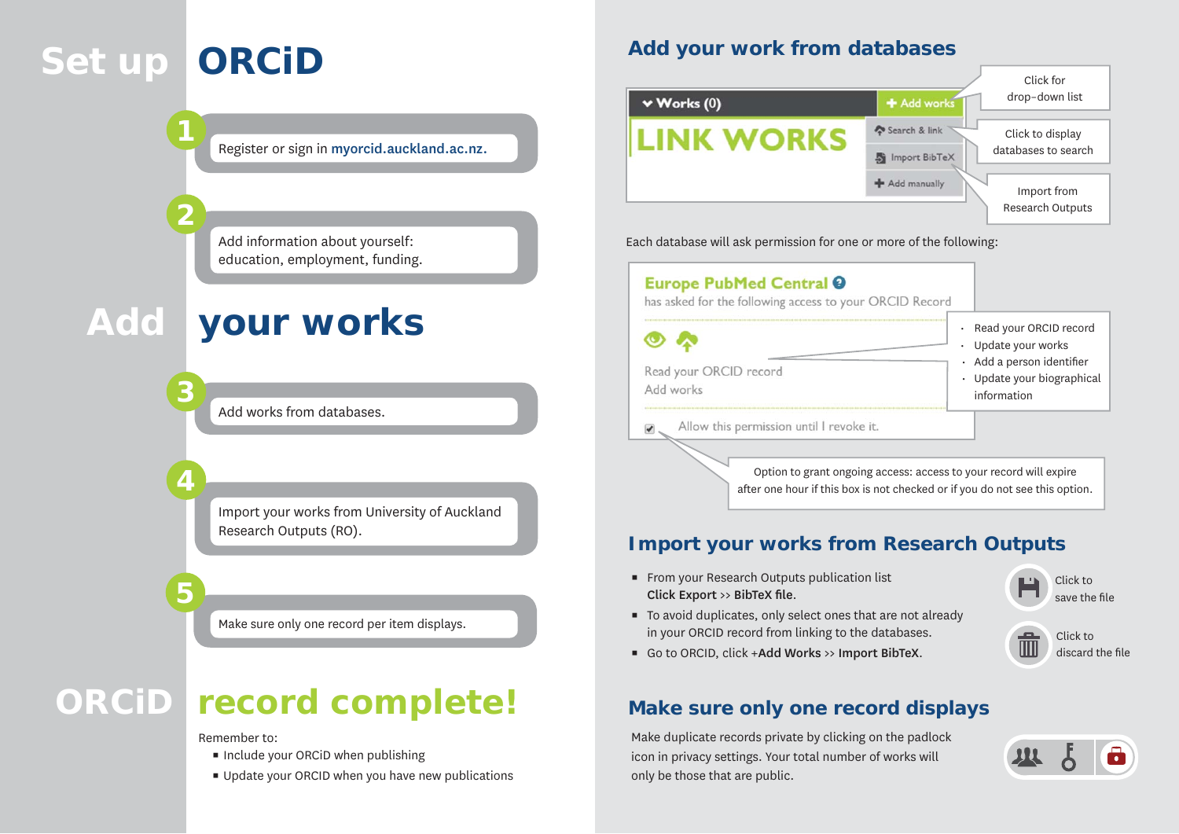# Set up ORCiD

**1** Register or sign in **myorcid.auckland.ac.nz.**

**2** Add information about yourself: education, employment, funding.

# Add your works

**3** Add works from databases.

**4** Import your works from University of Auckland Research Outputs (RO).

**5** Make sure only one record per item displays.

# ORCiD record complete!

Remember to:

- Include your ORCiD when publishing
- Update your ORCID when you have new publications

## Add your work from databases

Works (0) | + Add works

LINK WORKS

- Search & link
- Import BibTeX
- Add manually

Click for drop-down list

Click to display databases to search

Import from Research Outputs

Each database will ask permission for one or more of the following:

Europe PubMed Central
has asked for the following access to your ORCID Record

Read your ORCID record
Add works

Allow this permission until I revoke it.

- Read your ORCID record
- Update your works
- Add a person identifier
- Update your biographical information

Option to grant ongoing access: access to your record will expire after one hour if this box is not checked or if you do not see this option.

## Import your works from Research Outputs

- From your Research Outputs publication list **Click Export** >> **BibTeX file.**
- To avoid duplicates, only select ones that are not already in your ORCID record from linking to the databases.
- Go to ORCID, click +**Add Works** >> **Import BibTeX**.

Click to save the file

Click to discard the file

## Make sure only one record displays

Make duplicate records private by clicking on the padlock icon in privacy settings. Your total number of works will only be those that are public.